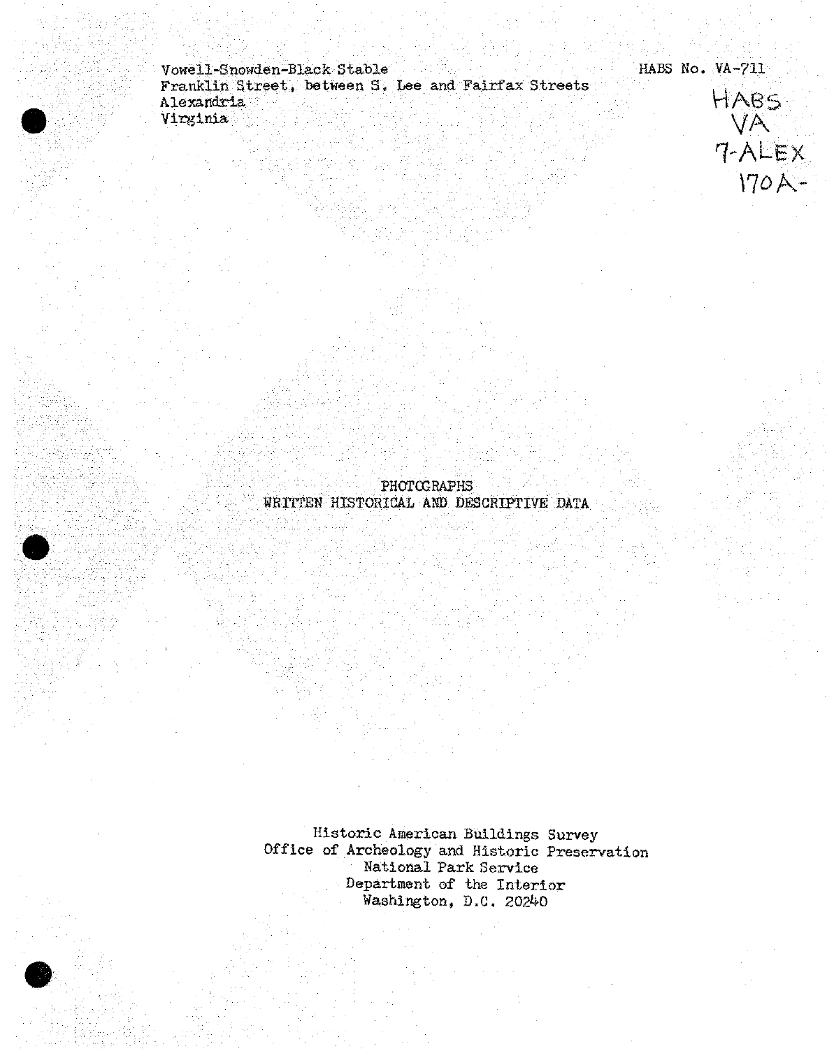Vowell-Snowden-Black Stable
Franklin Street, between S. Lee and Fairfax Streets
Alexandria
Virginia

HABS No. VA-711

HABS
VA
7-ALEX
170A-

PHOTOGRAPHS
WRITTEN HISTORICAL AND DESCRIPTIVE DATA

Historic American Buildings Survey
Office of Archeology and Historic Preservation
National Park Service
Department of the Interior
Washington, D.C. 20240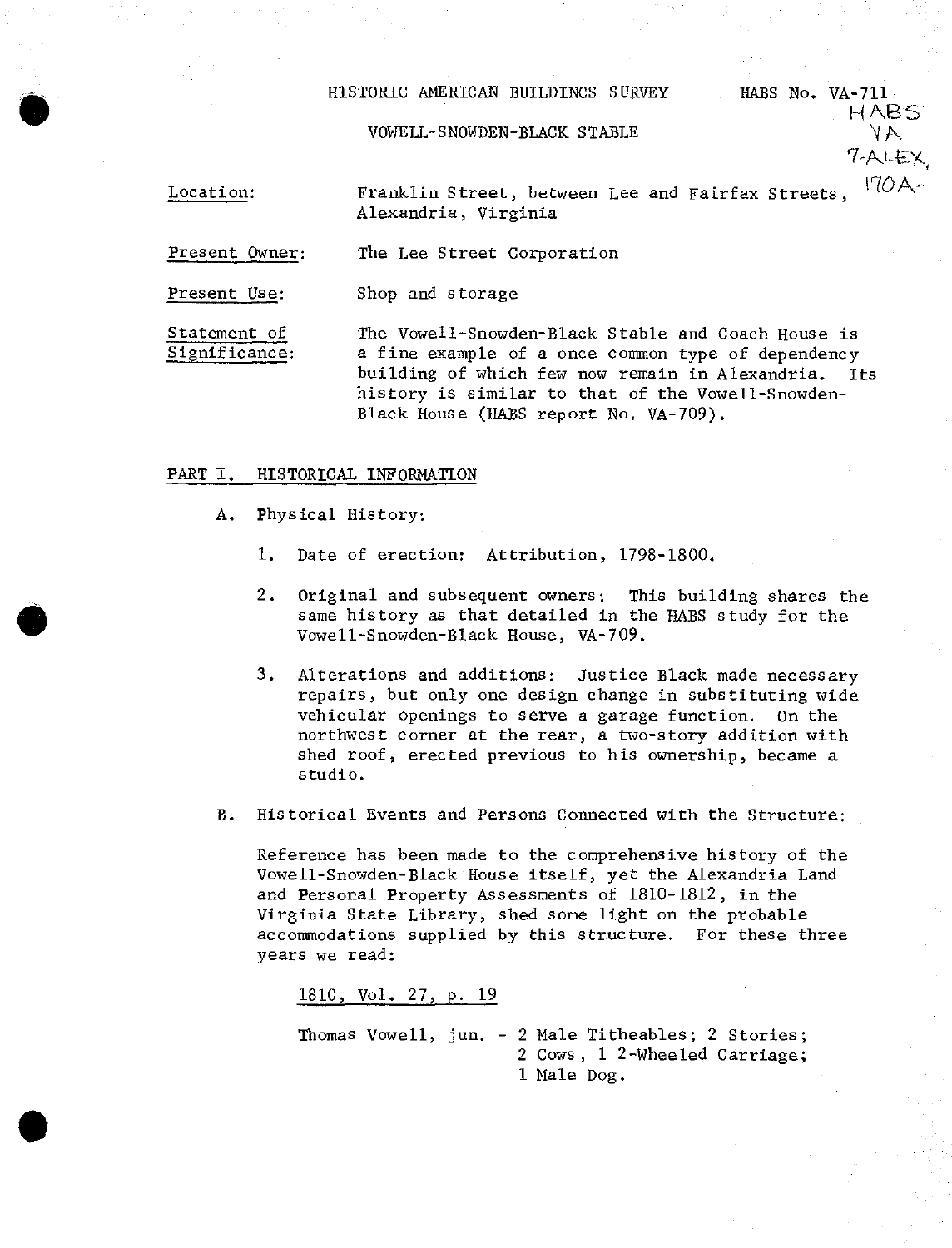HISTORIC AMERICAN BUILDINGS SURVEY  HABS No. VA-711

HABS VA 7-ALEX, 170A-

VOWELL-SNOWDEN-BLACK STABLE

Location: Franklin Street, between Lee and Fairfax Streets, Alexandria, Virginia

Present Owner: The Lee Street Corporation

Present Use: Shop and storage

Statement of Significance: The Vowell-Snowden-Black Stable and Coach House is a fine example of a once common type of dependency building of which few now remain in Alexandria. Its history is similar to that of the Vowell-Snowden-Black House (HABS report No. VA-709).

## PART I. HISTORICAL INFORMATION

A. Physical History:

1. Date of erection: Attribution, 1798-1800.

2. Original and subsequent owners: This building shares the same history as that detailed in the HABS study for the Vowell-Snowden-Black House, VA-709.

3. Alterations and additions: Justice Black made necessary repairs, but only one design change in substituting wide vehicular openings to serve a garage function. On the northwest corner at the rear, a two-story addition with shed roof, erected previous to his ownership, became a studio.

B. Historical Events and Persons Connected with the Structure:

Reference has been made to the comprehensive history of the Vowell-Snowden-Black House itself, yet the Alexandria Land and Personal Property Assessments of 1810-1812, in the Virginia State Library, shed some light on the probable accommodations supplied by this structure. For these three years we read:

1810, Vol. 27, p. 19

Thomas Vowell, jun. - 2 Male Titheables; 2 Stories; 2 Cows, 1 2-Wheeled Carriage; 1 Male Dog.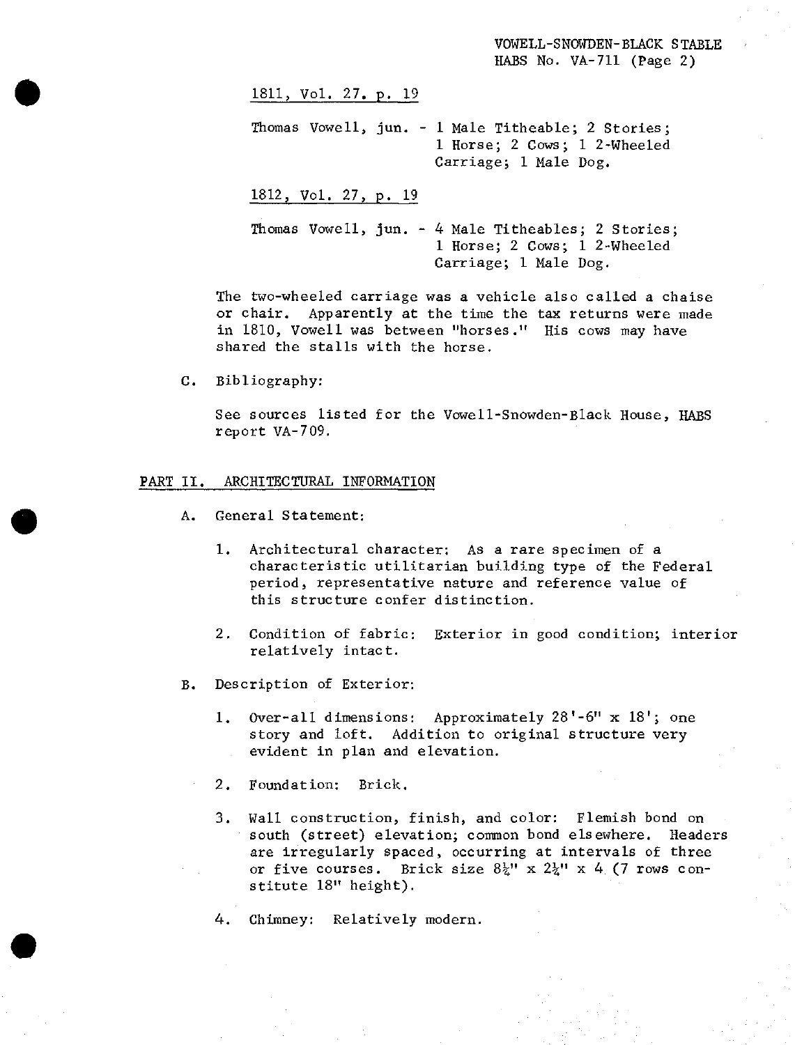1811, Vol. 27. p. 19

Thomas Vowell, jun. - 1 Male Titheable; 2 Stories; 1 Horse; 2 Cows; 1 2-Wheeled Carriage; 1 Male Dog.

1812, Vol. 27, p. 19

Thomas Vowell, jun. - 4 Male Titheables; 2 Stories; 1 Horse; 2 Cows; 1 2-Wheeled Carriage; 1 Male Dog.

The two-wheeled carriage was a vehicle also called a chaise or chair. Apparently at the time the tax returns were made in 1810, Vowell was between "horses." His cows may have shared the stalls with the horse.

C. Bibliography:

See sources listed for the Vowell-Snowden-Black House, HABS report VA-709.

## PART II. ARCHITECTURAL INFORMATION

A. General Statement:

1. Architectural character: As a rare specimen of a characteristic utilitarian building type of the Federal period, representative nature and reference value of this structure confer distinction.

2. Condition of fabric: Exterior in good condition; interior relatively intact.

B. Description of Exterior:

1. Over-all dimensions: Approximately 28'-6" x 18'; one story and loft. Addition to original structure very evident in plan and elevation.

2. Foundation: Brick.

3. Wall construction, finish, and color: Flemish bond on south (street) elevation; common bond elsewhere. Headers are irregularly spaced, occurring at intervals of three or five courses. Brick size 8¼" x 2¼" x 4 (7 rows constitute 18" height).

4. Chimney: Relatively modern.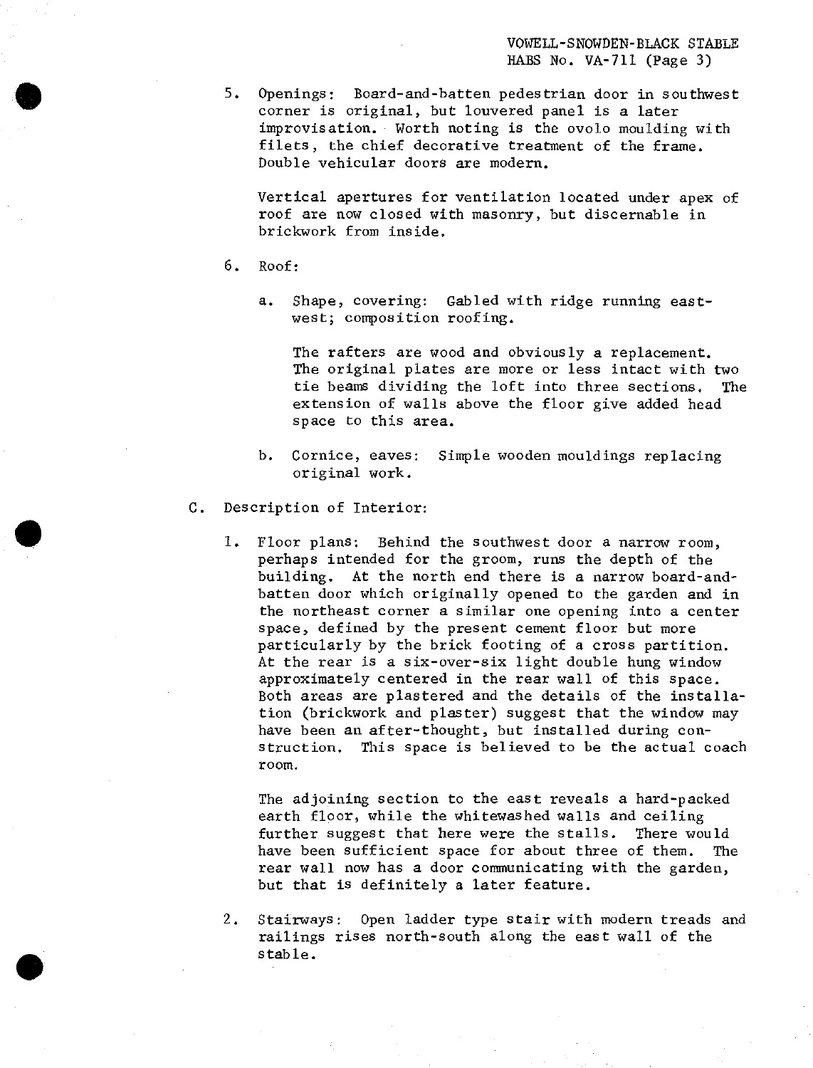5. Openings: Board-and-batten pedestrian door in southwest corner is original, but louvered panel is a later improvisation. Worth noting is the ovolo moulding with filets, the chief decorative treatment of the frame. Double vehicular doors are modern.

   Vertical apertures for ventilation located under apex of roof are now closed with masonry, but discernable in brickwork from inside.

6. Roof:

   a. Shape, covering: Gabled with ridge running east-west; composition roofing.

      The rafters are wood and obviously a replacement. The original plates are more or less intact with two tie beams dividing the loft into three sections. The extension of walls above the floor give added head space to this area.

   b. Cornice, eaves: Simple wooden mouldings replacing original work.

C. Description of Interior:

1. Floor plans: Behind the southwest door a narrow room, perhaps intended for the groom, runs the depth of the building. At the north end there is a narrow board-and-batten door which originally opened to the garden and in the northeast corner a similar one opening into a center space, defined by the present cement floor but more particularly by the brick footing of a cross partition. At the rear is a six-over-six light double hung window approximately centered in the rear wall of this space. Both areas are plastered and the details of the installation (brickwork and plaster) suggest that the window may have been an after-thought, but installed during construction. This space is believed to be the actual coach room.

   The adjoining section to the east reveals a hard-packed earth floor, while the whitewashed walls and ceiling further suggest that here were the stalls. There would have been sufficient space for about three of them. The rear wall now has a door communicating with the garden, but that is definitely a later feature.

2. Stairways: Open ladder type stair with modern treads and railings rises north-south along the east wall of the stable.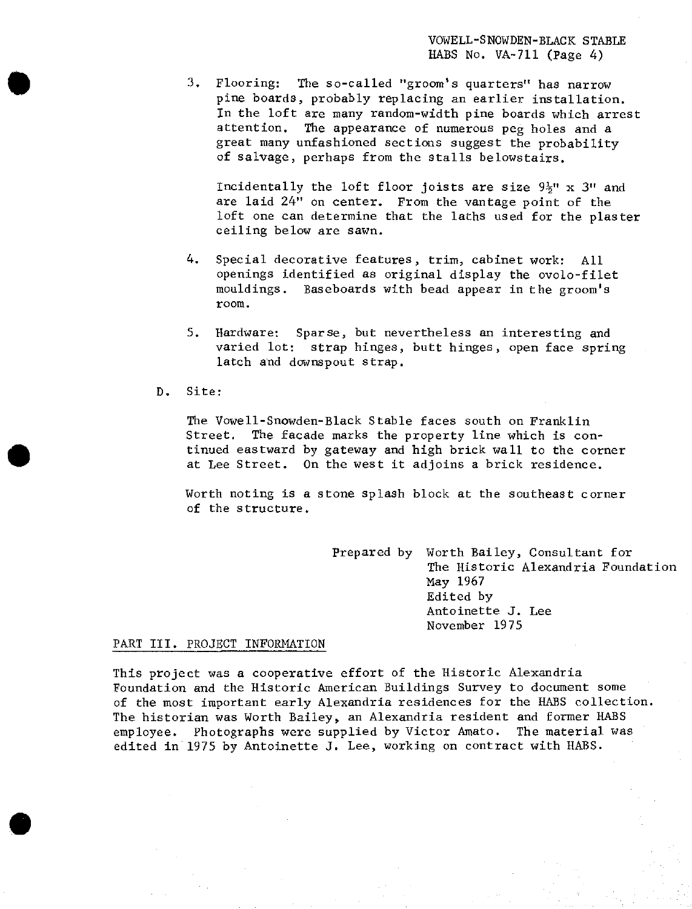3. Flooring: The so-called "groom's quarters" has narrow pine boards, probably replacing an earlier installation. In the loft are many random-width pine boards which arrest attention. The appearance of numerous peg holes and a great many unfashioned sections suggest the probability of salvage, perhaps from the stalls belowstairs.

   Incidentally the loft floor joists are size 9½" x 3" and are laid 24" on center. From the vantage point of the loft one can determine that the laths used for the plaster ceiling below are sawn.

4. Special decorative features, trim, cabinet work: All openings identified as original display the ovolo-filet mouldings. Baseboards with bead appear in the groom's room.

5. Hardware: Sparse, but nevertheless an interesting and varied lot: strap hinges, butt hinges, open face spring latch and downspout strap.

D. Site:

The Vowell-Snowden-Black Stable faces south on Franklin Street. The facade marks the property line which is continued eastward by gateway and high brick wall to the corner at Lee Street. On the west it adjoins a brick residence.

Worth noting is a stone splash block at the southeast corner of the structure.

Prepared by Worth Bailey, Consultant for
The Historic Alexandria Foundation
May 1967
Edited by
Antoinette J. Lee
November 1975

## PART III. PROJECT INFORMATION

This project was a cooperative effort of the Historic Alexandria Foundation and the Historic American Buildings Survey to document some of the most important early Alexandria residences for the HABS collection. The historian was Worth Bailey, an Alexandria resident and former HABS employee. Photographs were supplied by Victor Amato. The material was edited in 1975 by Antoinette J. Lee, working on contract with HABS.